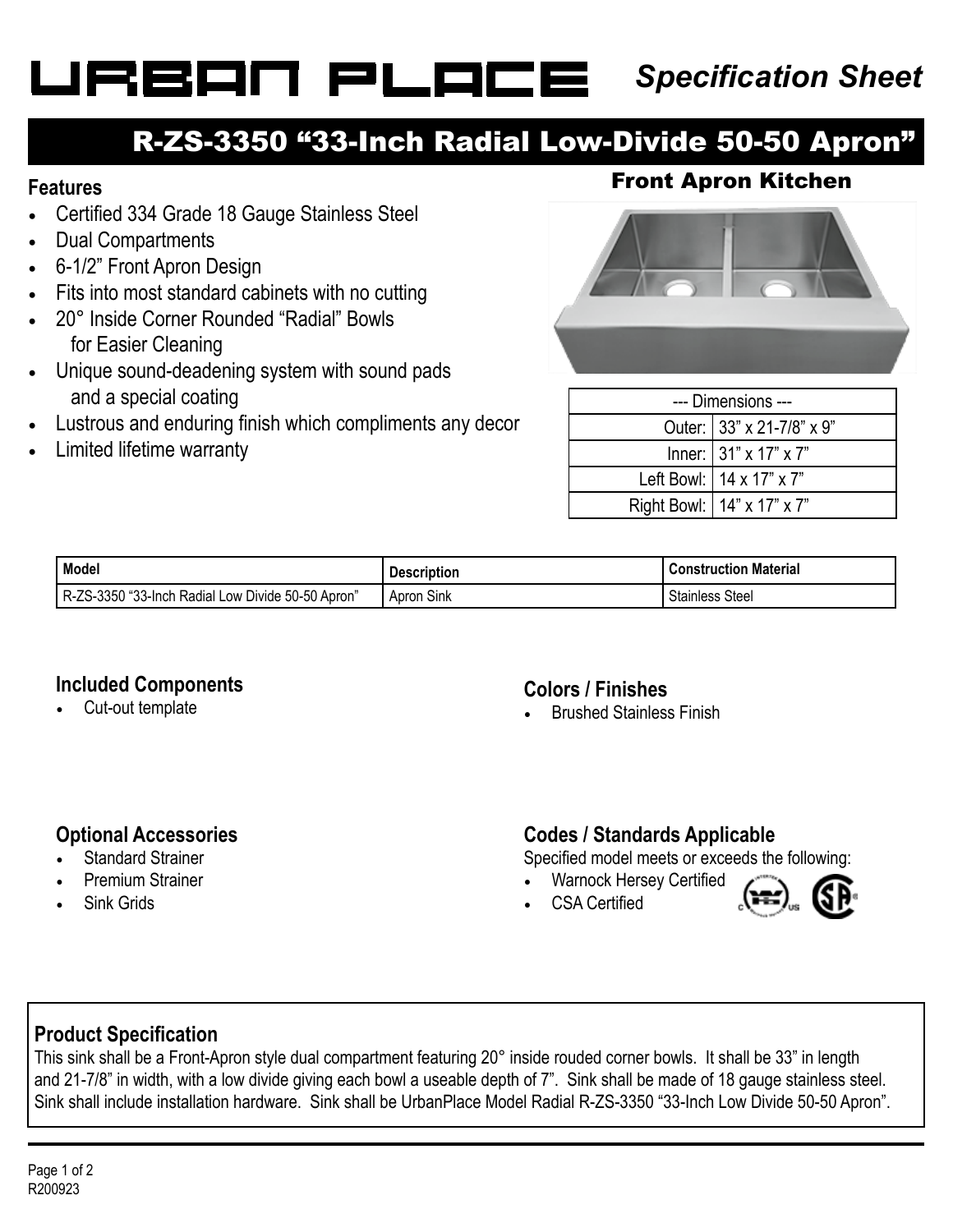# URBAN PLACE

*Specification Sheet*

## R-ZS-3350 "33-Inch Radial Low-Divide 50-50 Apron"

### Front Apron Kitchen

### Features

- Certified 334 Grade 18 Gauge Stainless Steel
- Dual Compartments
- 6-1/2" Front Apron Design
- Fits into most standard cabinets with no cutting
- 20° Inside Corner Rounded "Radial" Bowls for Easier Cleaning
- Unique sound-deadening system with sound pads and a special coating
- Lustrous and enduring finish which compliments any decor
- Limited lifetime warranty

| --- Dimensions --- | |
|---|---|
| Outer: | 33" x 21-7/8" x 9" |
| Inner: | 31" x 17" x 7" |
| Left Bowl: | 14 x 17" x 7" |
| Right Bowl: | 14" x 17" x 7" |

| Model | Description | Construction Material |
|---|---|---|
| R-ZS-3350 "33-Inch Radial Low Divide 50-50 Apron" | Apron Sink | Stainless Steel |

### Included Components

- Cut-out template

### Colors / Finishes

- Brushed Stainless Finish

### Optional Accessories

- Standard Strainer
- Premium Strainer
- Sink Grids

### Codes / Standards Applicable

Specified model meets or exceeds the following:

- Warnock Hersey Certified
- CSA Certified

### Product Specification

This sink shall be a Front-Apron style dual compartment featuring 20° inside rouded corner bowls. It shall be 33" in length and 21-7/8" in width, with a low divide giving each bowl a useable depth of 7". Sink shall be made of 18 gauge stainless steel. Sink shall include installation hardware. Sink shall be UrbanPlace Model Radial R-ZS-3350 "33-Inch Low Divide 50-50 Apron".

R200923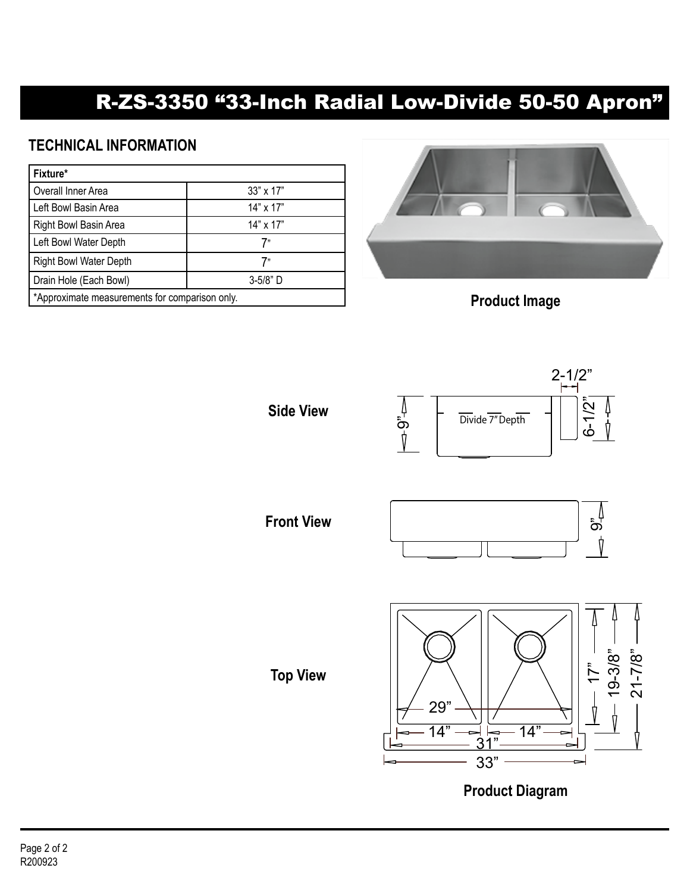# R-ZS-3350 “33-Inch Radial Low-Divide 50-50 Apron”

## TECHNICAL INFORMATION

| Fixture* | |
|---|---|
| Overall Inner Area | 33” x 17” |
| Left Bowl Basin Area | 14” x 17” |
| Right Bowl Basin Area | 14” x 17” |
| Left Bowl Water Depth | 7” |
| Right Bowl Water Depth | 7” |
| Drain Hole (Each Bowl) | 3-5/8” D |
| *Approximate measurements for comparison only. | |

**Product Image**

**Side View**

2-1/2”
9”
Divide 7” Depth
6-1/2”

**Front View**

9”

**Top View**

29”
14”
14”
31”
33”
17”
19-3/8”
21-7/8”

**Product Diagram**

R200923